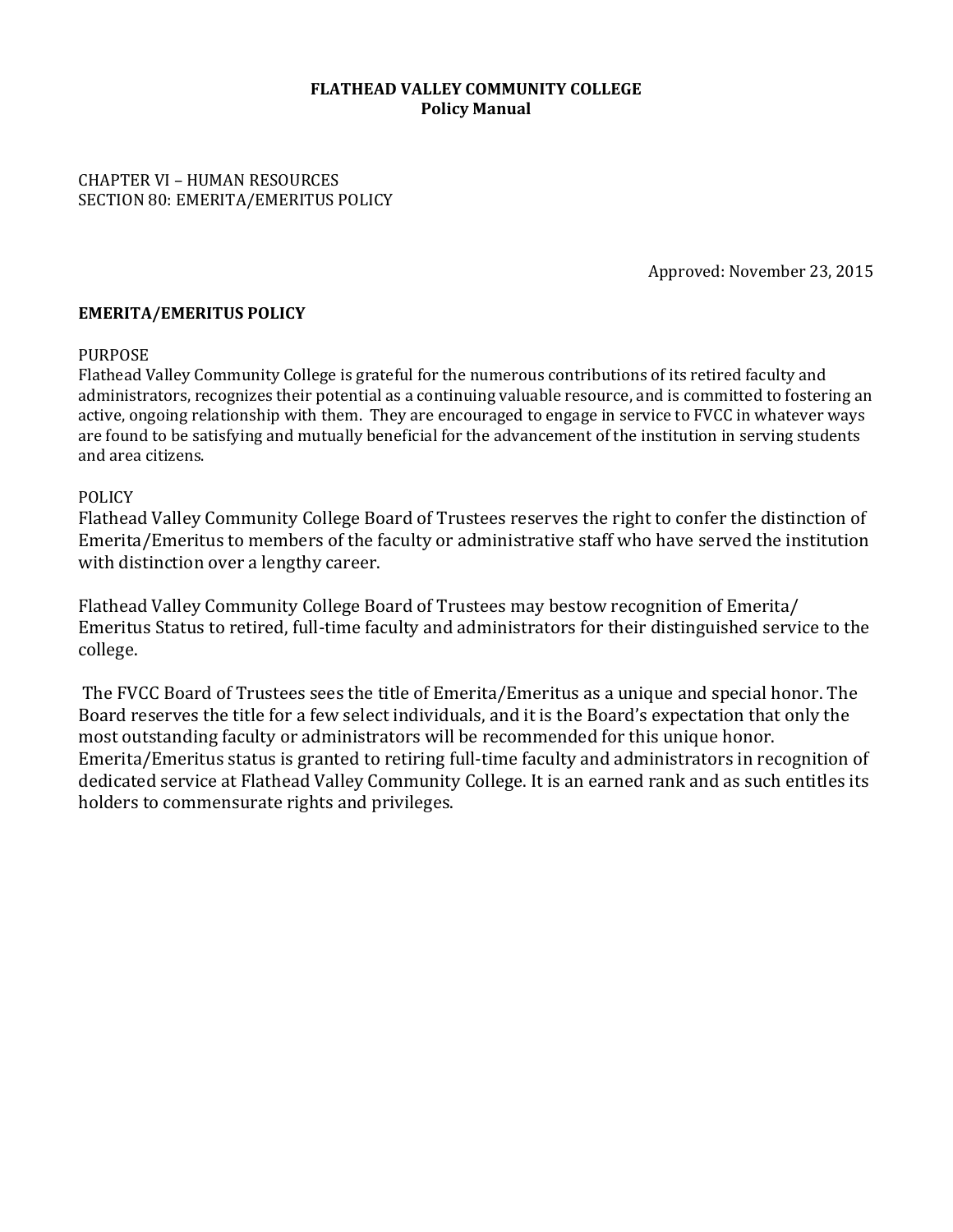**FLATHEAD VALLEY COMMUNITY COLLEGE**
**Policy Manual**

CHAPTER VI – HUMAN RESOURCES
SECTION 80: EMERITA/EMERITUS POLICY

Approved: November 23, 2015

## EMERITA/EMERITUS POLICY

PURPOSE
Flathead Valley Community College is grateful for the numerous contributions of its retired faculty and administrators, recognizes their potential as a continuing valuable resource, and is committed to fostering an active, ongoing relationship with them. They are encouraged to engage in service to FVCC in whatever ways are found to be satisfying and mutually beneficial for the advancement of the institution in serving students and area citizens.

POLICY
Flathead Valley Community College Board of Trustees reserves the right to confer the distinction of Emerita/Emeritus to members of the faculty or administrative staff who have served the institution with distinction over a lengthy career.

Flathead Valley Community College Board of Trustees may bestow recognition of Emerita/Emeritus Status to retired, full-time faculty and administrators for their distinguished service to the college.

The FVCC Board of Trustees sees the title of Emerita/Emeritus as a unique and special honor. The Board reserves the title for a few select individuals, and it is the Board's expectation that only the most outstanding faculty or administrators will be recommended for this unique honor. Emerita/Emeritus status is granted to retiring full-time faculty and administrators in recognition of dedicated service at Flathead Valley Community College. It is an earned rank and as such entitles its holders to commensurate rights and privileges.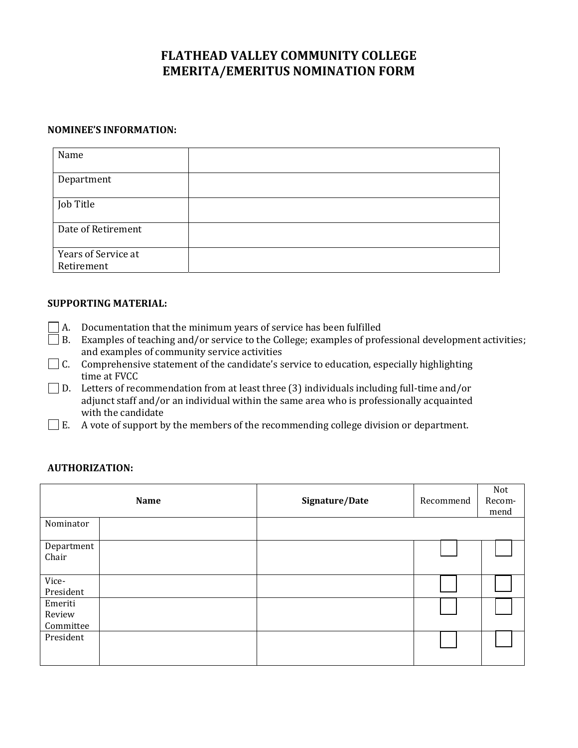# FLATHEAD VALLEY COMMUNITY COLLEGE
# EMERITA/EMERITUS NOMINATION FORM

**NOMINEE'S INFORMATION:**

| | |
|---|---|
| Name | |
| Department | |
| Job Title | |
| Date of Retirement | |
| Years of Service at Retirement | |

**SUPPORTING MATERIAL:**

- ☐ A. Documentation that the minimum years of service has been fulfilled
- ☐ B. Examples of teaching and/or service to the College; examples of professional development activities; and examples of community service activities
- ☐ C. Comprehensive statement of the candidate's service to education, especially highlighting time at FVCC
- ☐ D. Letters of recommendation from at least three (3) individuals including full-time and/or adjunct staff and/or an individual within the same area who is professionally acquainted with the candidate
- ☐ E. A vote of support by the members of the recommending college division or department.

**AUTHORIZATION:**

| Name | | Signature/Date | Recommend | Not Recommend |
|---|---|---|---|---|
| Nominator | | | | |
| Department Chair | | | ☐ | ☐ |
| Vice-President | | | ☐ | ☐ |
| Emeriti Review Committee | | | ☐ | ☐ |
| President | | | ☐ | ☐ |